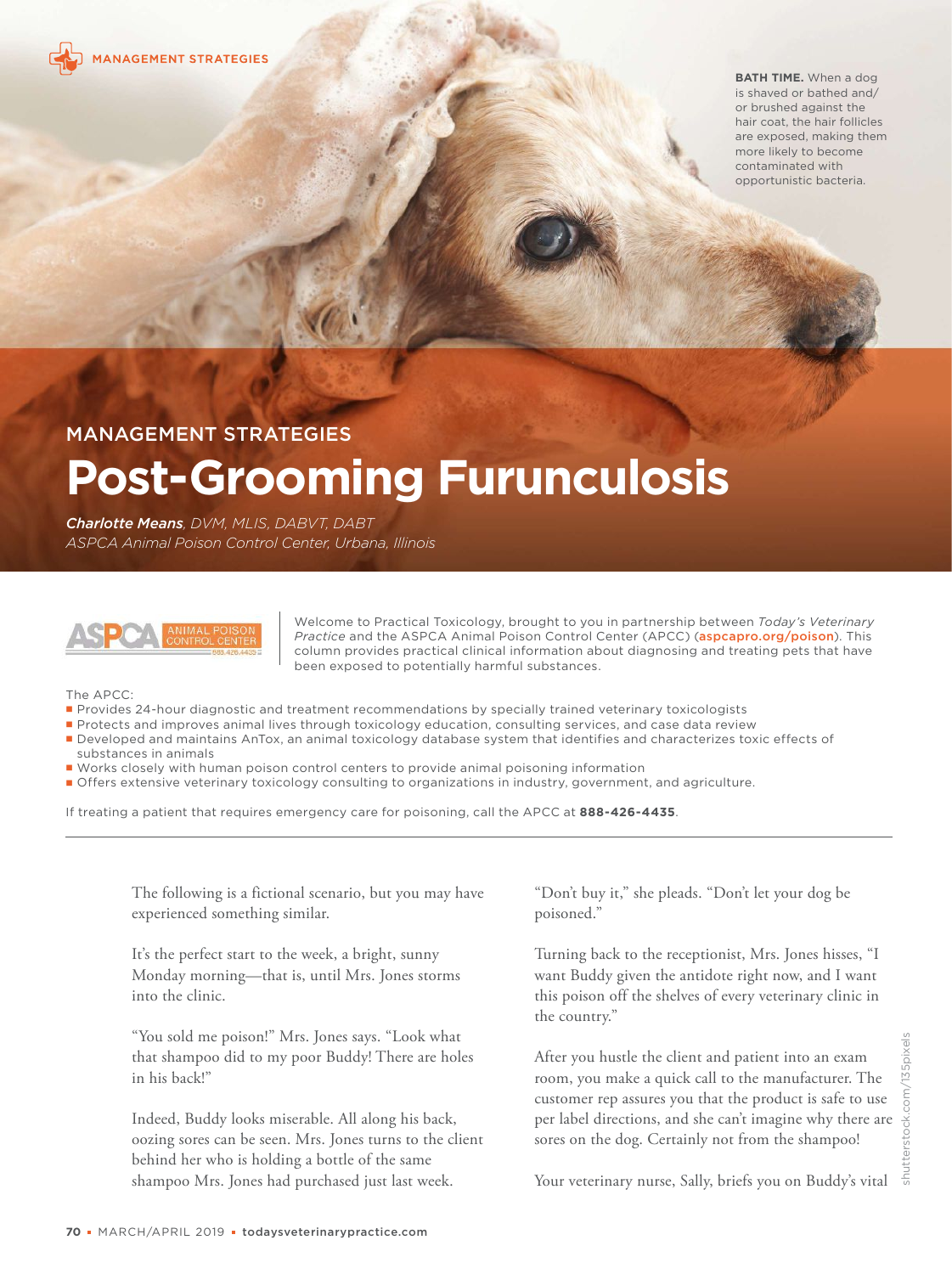MANAGEMENT STRATEGIES

**BATH TIME.** When a dog is shaved or bathed and/or brushed against the hair coat, the hair follicles are exposed, making them more likely to become contaminated with opportunistic bacteria.

MANAGEMENT STRATEGIES

# Post-Grooming Furunculosis

***Charlotte Means**, DVM, MLIS, DABVT, DABT*
*ASPCA Animal Poison Control Center, Urbana, Illinois*

Welcome to Practical Toxicology, brought to you in partnership between *Today's Veterinary Practice* and the ASPCA Animal Poison Control Center (APCC) (aspcapro.org/poison). This column provides practical clinical information about diagnosing and treating pets that have been exposed to potentially harmful substances.

The APCC:

- Provides 24-hour diagnostic and treatment recommendations by specially trained veterinary toxicologists
- Protects and improves animal lives through toxicology education, consulting services, and case data review
- Developed and maintains AnTox, an animal toxicology database system that identifies and characterizes toxic effects of substances in animals
- Works closely with human poison control centers to provide animal poisoning information
- Offers extensive veterinary toxicology consulting to organizations in industry, government, and agriculture.

If treating a patient that requires emergency care for poisoning, call the APCC at **888-426-4435**.

---

The following is a fictional scenario, but you may have experienced something similar.

It's the perfect start to the week, a bright, sunny Monday morning—that is, until Mrs. Jones storms into the clinic.

"You sold me poison!" Mrs. Jones says. "Look what that shampoo did to my poor Buddy! There are holes in his back!"

Indeed, Buddy looks miserable. All along his back, oozing sores can be seen. Mrs. Jones turns to the client behind her who is holding a bottle of the same shampoo Mrs. Jones had purchased just last week.

"Don't buy it," she pleads. "Don't let your dog be poisoned."

Turning back to the receptionist, Mrs. Jones hisses, "I want Buddy given the antidote right now, and I want this poison off the shelves of every veterinary clinic in the country."

After you hustle the client and patient into an exam room, you make a quick call to the manufacturer. The customer rep assures you that the product is safe to use per label directions, and she can't imagine why there are sores on the dog. Certainly not from the shampoo!

Your veterinary nurse, Sally, briefs you on Buddy's vital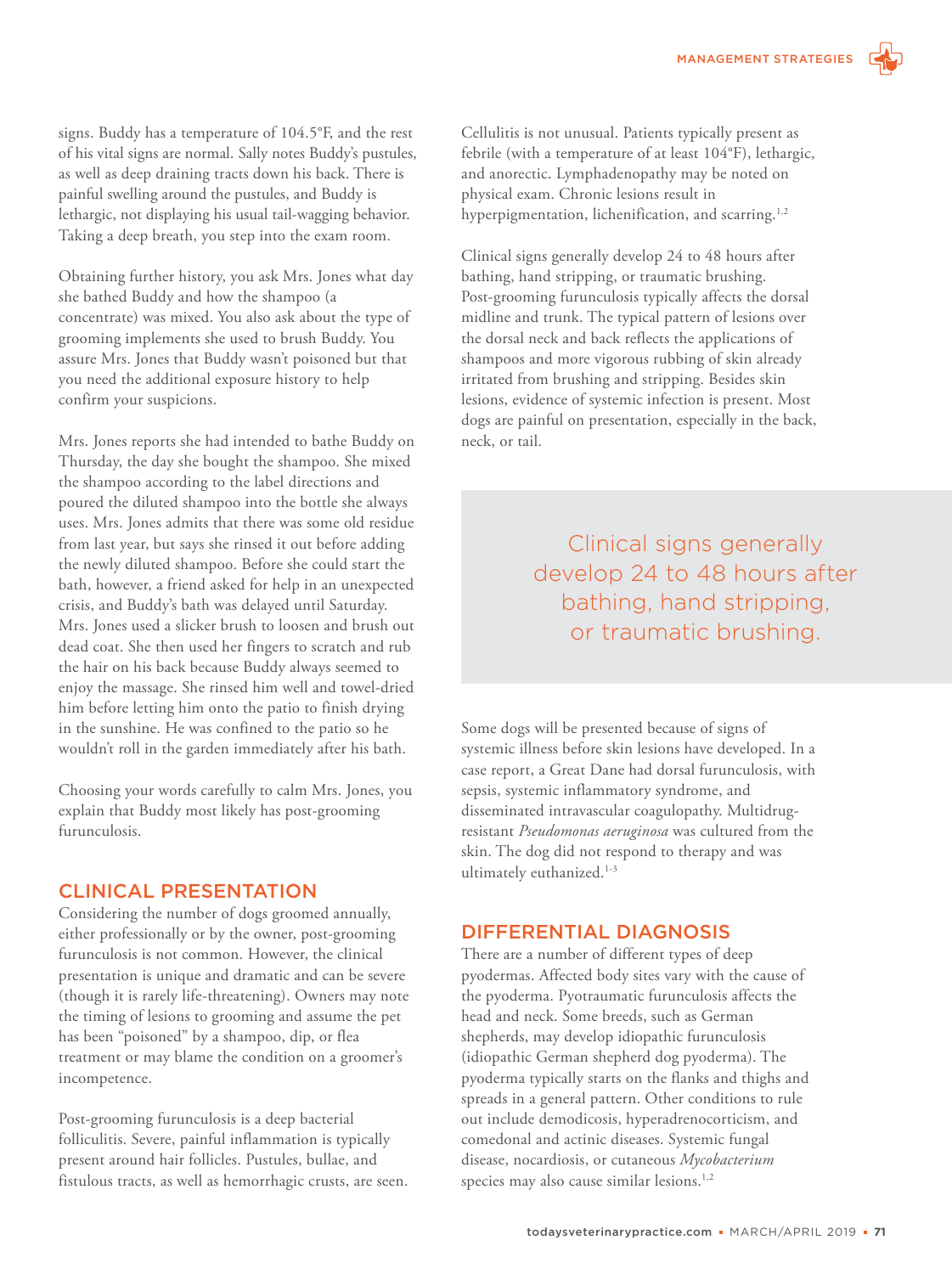signs. Buddy has a temperature of 104.5°F, and the rest of his vital signs are normal. Sally notes Buddy's pustules, as well as deep draining tracts down his back. There is painful swelling around the pustules, and Buddy is lethargic, not displaying his usual tail-wagging behavior. Taking a deep breath, you step into the exam room.

Obtaining further history, you ask Mrs. Jones what day she bathed Buddy and how the shampoo (a concentrate) was mixed. You also ask about the type of grooming implements she used to brush Buddy. You assure Mrs. Jones that Buddy wasn't poisoned but that you need the additional exposure history to help confirm your suspicions.

Mrs. Jones reports she had intended to bathe Buddy on Thursday, the day she bought the shampoo. She mixed the shampoo according to the label directions and poured the diluted shampoo into the bottle she always uses. Mrs. Jones admits that there was some old residue from last year, but says she rinsed it out before adding the newly diluted shampoo. Before she could start the bath, however, a friend asked for help in an unexpected crisis, and Buddy's bath was delayed until Saturday. Mrs. Jones used a slicker brush to loosen and brush out dead coat. She then used her fingers to scratch and rub the hair on his back because Buddy always seemed to enjoy the massage. She rinsed him well and towel-dried him before letting him onto the patio to finish drying in the sunshine. He was confined to the patio so he wouldn't roll in the garden immediately after his bath.

Choosing your words carefully to calm Mrs. Jones, you explain that Buddy most likely has post-grooming furunculosis.

## CLINICAL PRESENTATION

Considering the number of dogs groomed annually, either professionally or by the owner, post-grooming furunculosis is not common. However, the clinical presentation is unique and dramatic and can be severe (though it is rarely life-threatening). Owners may note the timing of lesions to grooming and assume the pet has been "poisoned" by a shampoo, dip, or flea treatment or may blame the condition on a groomer's incompetence.

Post-grooming furunculosis is a deep bacterial folliculitis. Severe, painful inflammation is typically present around hair follicles. Pustules, bullae, and fistulous tracts, as well as hemorrhagic crusts, are seen. Cellulitis is not unusual. Patients typically present as febrile (with a temperature of at least 104°F), lethargic, and anorectic. Lymphadenopathy may be noted on physical exam. Chronic lesions result in hyperpigmentation, lichenification, and scarring.[1,2]

Clinical signs generally develop 24 to 48 hours after bathing, hand stripping, or traumatic brushing. Post-grooming furunculosis typically affects the dorsal midline and trunk. The typical pattern of lesions over the dorsal neck and back reflects the applications of shampoos and more vigorous rubbing of skin already irritated from brushing and stripping. Besides skin lesions, evidence of systemic infection is present. Most dogs are painful on presentation, especially in the back, neck, or tail.

> Clinical signs generally develop 24 to 48 hours after bathing, hand stripping, or traumatic brushing.

Some dogs will be presented because of signs of systemic illness before skin lesions have developed. In a case report, a Great Dane had dorsal furunculosis, with sepsis, systemic inflammatory syndrome, and disseminated intravascular coagulopathy. Multidrug-resistant *Pseudomonas aeruginosa* was cultured from the skin. The dog did not respond to therapy and was ultimately euthanized.[1-3]

## DIFFERENTIAL DIAGNOSIS

There are a number of different types of deep pyodermas. Affected body sites vary with the cause of the pyoderma. Pyotraumatic furunculosis affects the head and neck. Some breeds, such as German shepherds, may develop idiopathic furunculosis (idiopathic German shepherd dog pyoderma). The pyoderma typically starts on the flanks and thighs and spreads in a general pattern. Other conditions to rule out include demodicosis, hyperadrenocorticism, and comedonal and actinic diseases. Systemic fungal disease, nocardiosis, or cutaneous *Mycobacterium* species may also cause similar lesions.[1,2]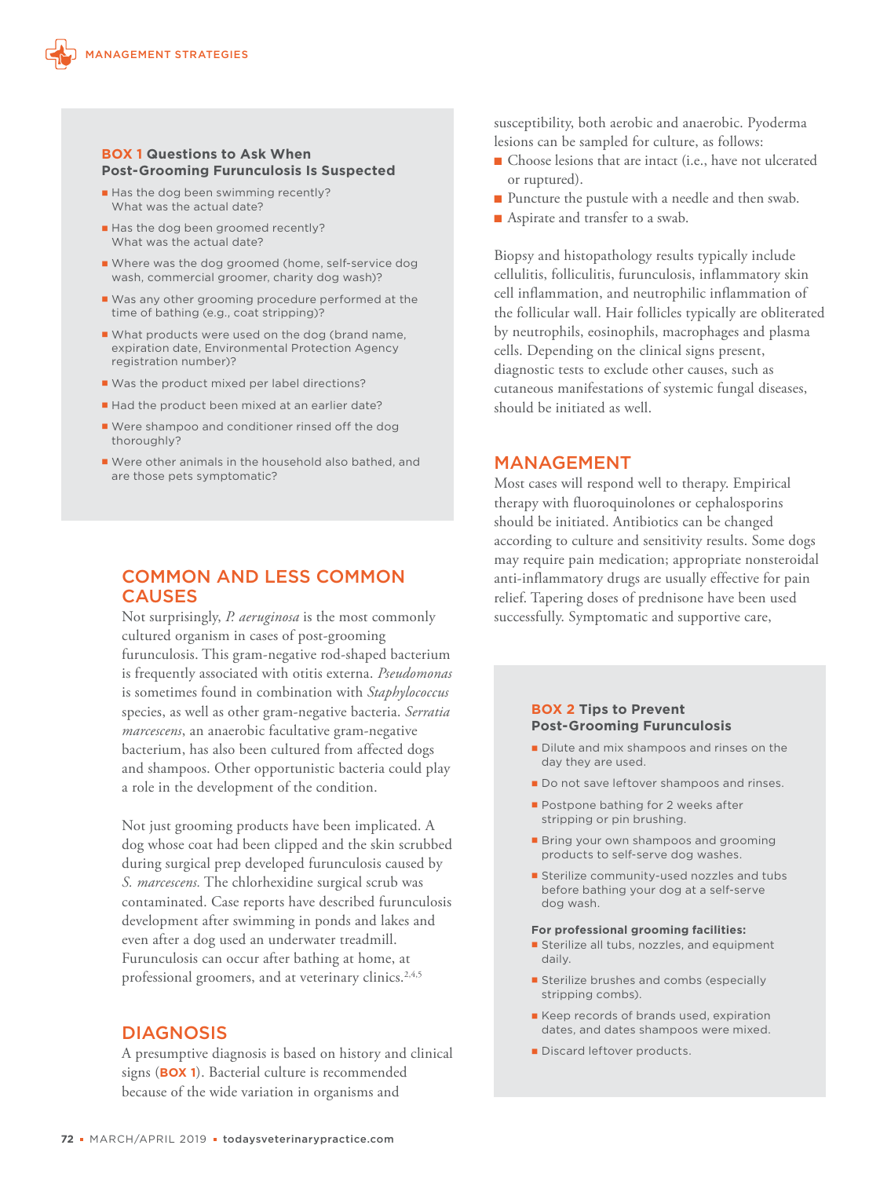### BOX 1 Questions to Ask When Post-Grooming Furunculosis Is Suspected

- Has the dog been swimming recently? What was the actual date?
- Has the dog been groomed recently? What was the actual date?
- Where was the dog groomed (home, self-service dog wash, commercial groomer, charity dog wash)?
- Was any other grooming procedure performed at the time of bathing (e.g., coat stripping)?
- What products were used on the dog (brand name, expiration date, Environmental Protection Agency registration number)?
- Was the product mixed per label directions?
- Had the product been mixed at an earlier date?
- Were shampoo and conditioner rinsed off the dog thoroughly?
- Were other animals in the household also bathed, and are those pets symptomatic?

## COMMON AND LESS COMMON CAUSES

Not surprisingly, *P. aeruginosa* is the most commonly cultured organism in cases of post-grooming furunculosis. This gram-negative rod-shaped bacterium is frequently associated with otitis externa. *Pseudomonas* is sometimes found in combination with *Staphylococcus* species, as well as other gram-negative bacteria. *Serratia marcescens*, an anaerobic facultative gram-negative bacterium, has also been cultured from affected dogs and shampoos. Other opportunistic bacteria could play a role in the development of the condition.

Not just grooming products have been implicated. A dog whose coat had been clipped and the skin scrubbed during surgical prep developed furunculosis caused by *S. marcescens.* The chlorhexidine surgical scrub was contaminated. Case reports have described furunculosis development after swimming in ponds and lakes and even after a dog used an underwater treadmill. Furunculosis can occur after bathing at home, at professional groomers, and at veterinary clinics.[2,4,5]

## DIAGNOSIS

A presumptive diagnosis is based on history and clinical signs (**BOX 1**). Bacterial culture is recommended because of the wide variation in organisms and susceptibility, both aerobic and anaerobic. Pyoderma lesions can be sampled for culture, as follows:

- Choose lesions that are intact (i.e., have not ulcerated or ruptured).
- Puncture the pustule with a needle and then swab.
- Aspirate and transfer to a swab.

Biopsy and histopathology results typically include cellulitis, folliculitis, furunculosis, inflammatory skin cell inflammation, and neutrophilic inflammation of the follicular wall. Hair follicles typically are obliterated by neutrophils, eosinophils, macrophages and plasma cells. Depending on the clinical signs present, diagnostic tests to exclude other causes, such as cutaneous manifestations of systemic fungal diseases, should be initiated as well.

## MANAGEMENT

Most cases will respond well to therapy. Empirical therapy with fluoroquinolones or cephalosporins should be initiated. Antibiotics can be changed according to culture and sensitivity results. Some dogs may require pain medication; appropriate nonsteroidal anti-inflammatory drugs are usually effective for pain relief. Tapering doses of prednisone have been used successfully. Symptomatic and supportive care,

### BOX 2 Tips to Prevent Post-Grooming Furunculosis

- Dilute and mix shampoos and rinses on the day they are used.
- Do not save leftover shampoos and rinses.
- Postpone bathing for 2 weeks after stripping or pin brushing.
- Bring your own shampoos and grooming products to self-serve dog washes.
- Sterilize community-used nozzles and tubs before bathing your dog at a self-serve dog wash.

**For professional grooming facilities:**

- Sterilize all tubs, nozzles, and equipment daily.
- Sterilize brushes and combs (especially stripping combs).
- Keep records of brands used, expiration dates, and dates shampoos were mixed.
- Discard leftover products.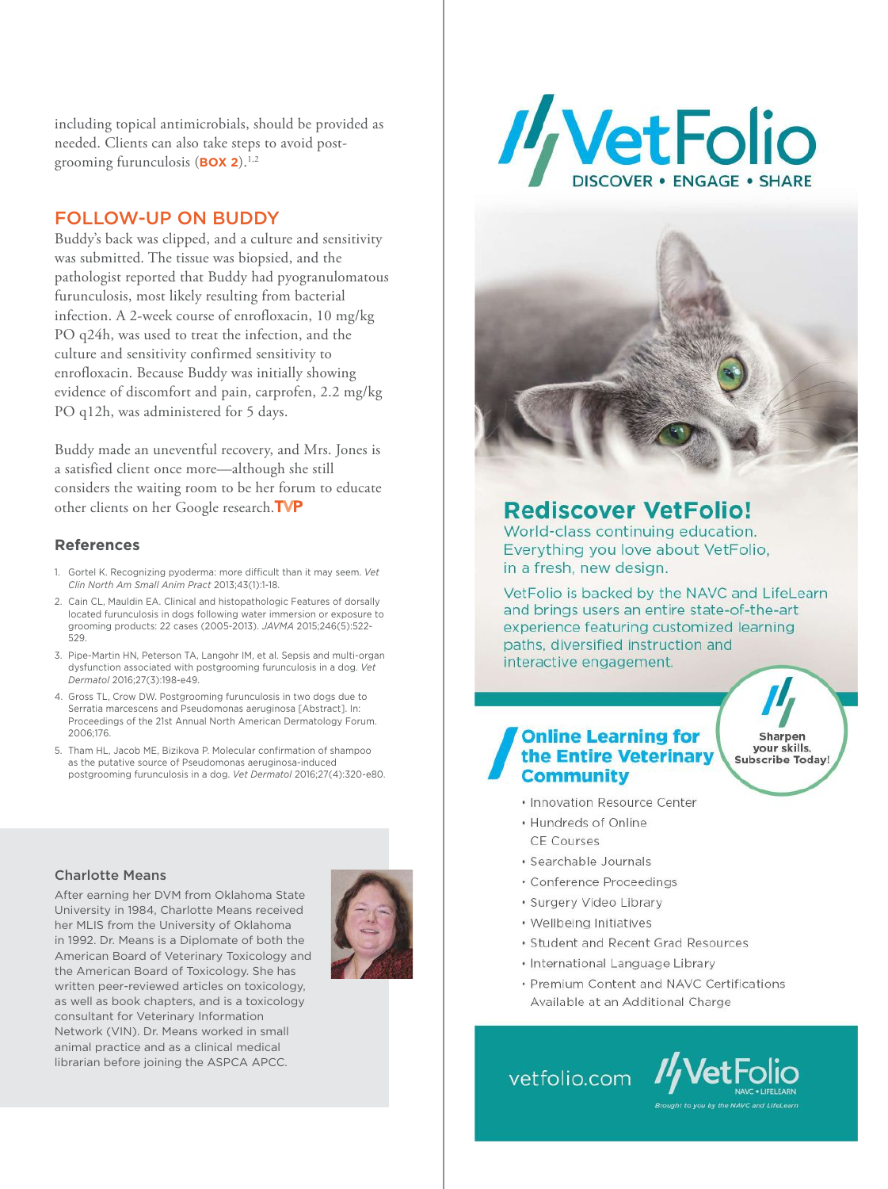including topical antimicrobials, should be provided as needed. Clients can also take steps to avoid post-grooming furunculosis (**BOX 2**).[1,2]

## FOLLOW-UP ON BUDDY

Buddy's back was clipped, and a culture and sensitivity was submitted. The tissue was biopsied, and the pathologist reported that Buddy had pyogranulomatous furunculosis, most likely resulting from bacterial infection. A 2-week course of enrofloxacin, 10 mg/kg PO q24h, was used to treat the infection, and the culture and sensitivity confirmed sensitivity to enrofloxacin. Because Buddy was initially showing evidence of discomfort and pain, carprofen, 2.2 mg/kg PO q12h, was administered for 5 days.

Buddy made an uneventful recovery, and Mrs. Jones is a satisfied client once more—although she still considers the waiting room to be her forum to educate other clients on her Google research. TVP

### References

1. Gortel K. Recognizing pyoderma: more difficult than it may seem. *Vet Clin North Am Small Anim Pract* 2013;43(1):1-18.
2. Cain CL, Mauldin EA. Clinical and histopathologic Features of dorsally located furunculosis in dogs following water immersion or exposure to grooming products: 22 cases (2005-2013). *JAVMA* 2015;246(5):522-529.
3. Pipe-Martin HN, Peterson TA, Langohr IM, et al. Sepsis and multi-organ dysfunction associated with postgrooming furunculosis in a dog. *Vet Dermatol* 2016;27(3):198-e49.
4. Gross TL, Crow DW. Postgrooming furunculosis in two dogs due to Serratia marcescens and Pseudomonas aeruginosa [Abstract]. In: Proceedings of the 21st Annual North American Dermatology Forum. 2006;176.
5. Tham HL, Jacob ME, Bizikova P. Molecular confirmation of shampoo as the putative source of Pseudomonas aeruginosa-induced postgrooming furunculosis in a dog. *Vet Dermatol* 2016;27(4):320-e80.

**Charlotte Means**

After earning her DVM from Oklahoma State University in 1984, Charlotte Means received her MLIS from the University of Oklahoma in 1992. Dr. Means is a Diplomate of both the American Board of Veterinary Toxicology and the American Board of Toxicology. She has written peer-reviewed articles on toxicology, as well as book chapters, and is a toxicology consultant for Veterinary Information Network (VIN). Dr. Means worked in small animal practice and as a clinical medical librarian before joining the ASPCA APCC.

VetFolio

DISCOVER • ENGAGE • SHARE

**Rediscover VetFolio!**

World-class continuing education. Everything you love about VetFolio, in a fresh, new design.

VetFolio is backed by the NAVC and LifeLearn and brings users an entire state-of-the-art experience featuring customized learning paths, diversified instruction and interactive engagement.

**Online Learning for the Entire Veterinary Community**

Sharpen your skills. Subscribe Today!

- Innovation Resource Center
- Hundreds of Online CE Courses
- Searchable Journals
- Conference Proceedings
- Surgery Video Library
- Wellbeing Initiatives
- Student and Recent Grad Resources
- International Language Library
- Premium Content and NAVC Certifications Available at an Additional Charge

vetfolio.com VetFolio NAVC • LIFELEARN

Brought to you by the NAVC and LifeLearn